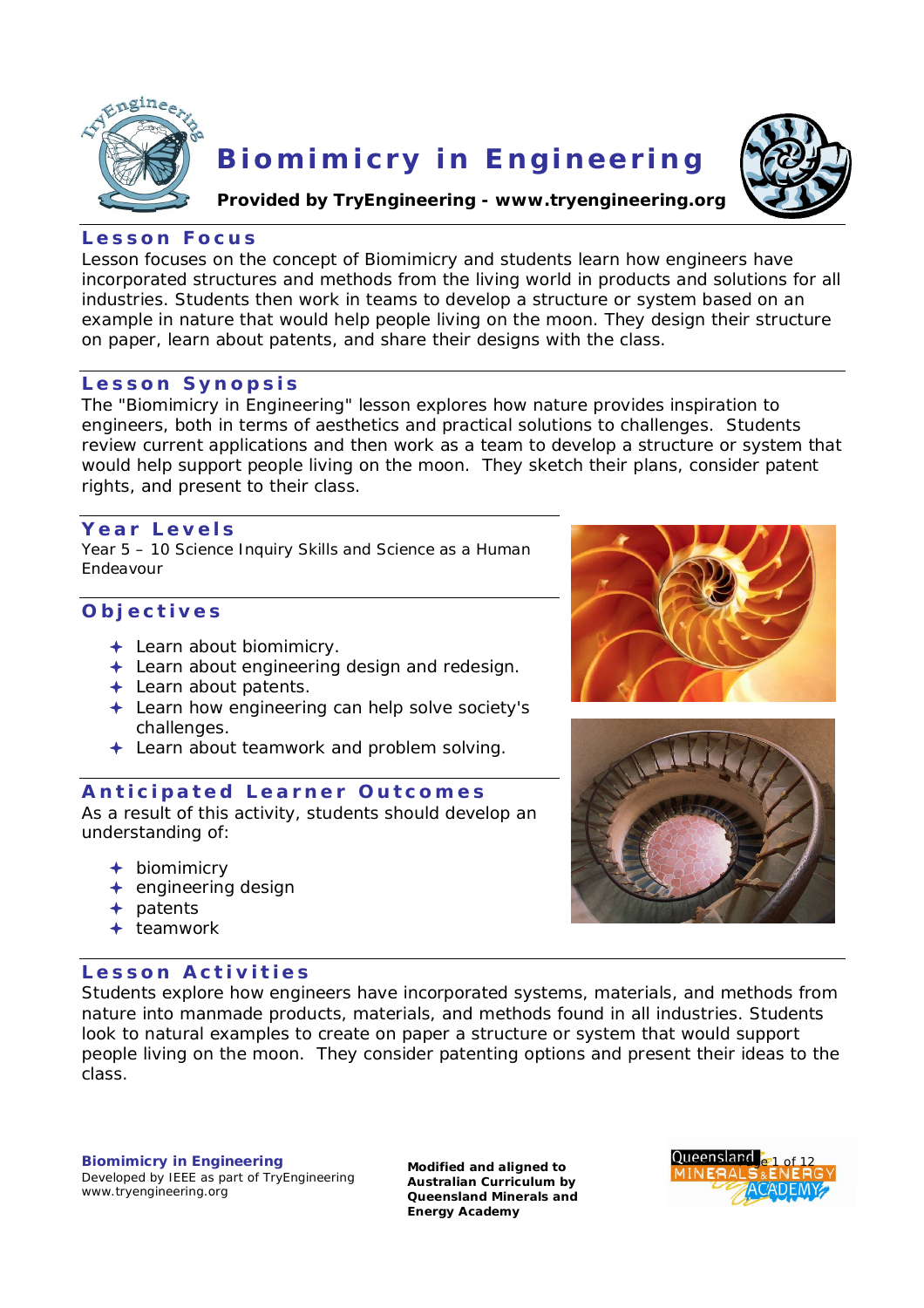# Biomimicry in Engineering

**Provided by TryEngineering - www.tryengineering.org**

## Lesson Focus

Lesson focuses on the concept of Biomimicry and students learn how engineers have incorporated structures and methods from the living world in products and solutions for all industries. Students then work in teams to develop a structure or system based on an example in nature that would help people living on the moon. They design their structure on paper, learn about patents, and share their designs with the class.

## Lesson Synopsis

The "Biomimicry in Engineering" lesson explores how nature provides inspiration to engineers, both in terms of aesthetics and practical solutions to challenges. Students review current applications and then work as a team to develop a structure or system that would help support people living on the moon. They sketch their plans, consider patent rights, and present to their class.

## Year Levels

Year 5 – 10 Science Inquiry Skills and Science as a Human Endeavour

## Objectives

- Learn about biomimicry.
- Learn about engineering design and redesign.
- Learn about patents.
- Learn how engineering can help solve society's challenges.
- Learn about teamwork and problem solving.

## Anticipated Learner Outcomes

As a result of this activity, students should develop an understanding of:

- biomimicry
- engineering design
- patents
- teamwork

## Lesson Activities

Students explore how engineers have incorporated systems, materials, and methods from nature into manmade products, materials, and methods found in all industries. Students look to natural examples to create on paper a structure or system that would support people living on the moon. They consider patenting options and present their ideas to the class.

**Biomimicry in Engineering**
Developed by IEEE as part of TryEngineering
www.tryengineering.org

**Modified and aligned to Australian Curriculum by Queensland Minerals and Energy Academy**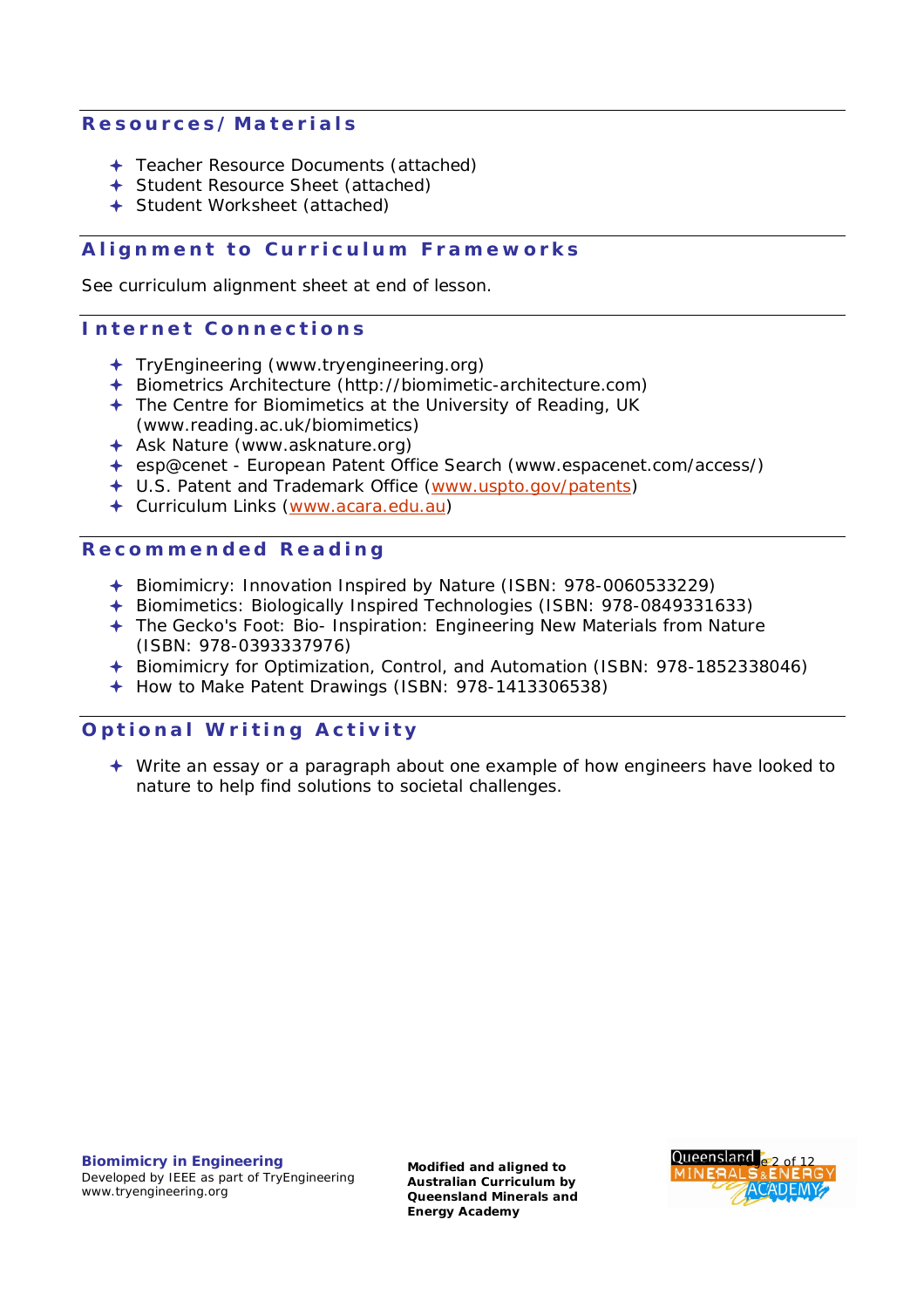## Resources/Materials

- Teacher Resource Documents (attached)
- Student Resource Sheet (attached)
- Student Worksheet (attached)

## Alignment to Curriculum Frameworks

See curriculum alignment sheet at end of lesson.

## Internet Connections

- TryEngineering (www.tryengineering.org)
- Biometrics Architecture (http://biomimetic-architecture.com)
- The Centre for Biomimetics at the University of Reading, UK (www.reading.ac.uk/biomimetics)
- Ask Nature (www.asknature.org)
- esp@cenet - European Patent Office Search (www.espacenet.com/access/)
- U.S. Patent and Trademark Office (www.uspto.gov/patents)
- Curriculum Links (www.acara.edu.au)

## Recommended Reading

- Biomimicry: Innovation Inspired by Nature (ISBN: 978-0060533229)
- Biomimetics: Biologically Inspired Technologies (ISBN: 978-0849331633)
- The Gecko's Foot: Bio- Inspiration: Engineering New Materials from Nature (ISBN: 978-0393337976)
- Biomimicry for Optimization, Control, and Automation (ISBN: 978-1852338046)
- How to Make Patent Drawings (ISBN: 978-1413306538)

## Optional Writing Activity

- Write an essay or a paragraph about one example of how engineers have looked to nature to help find solutions to societal challenges.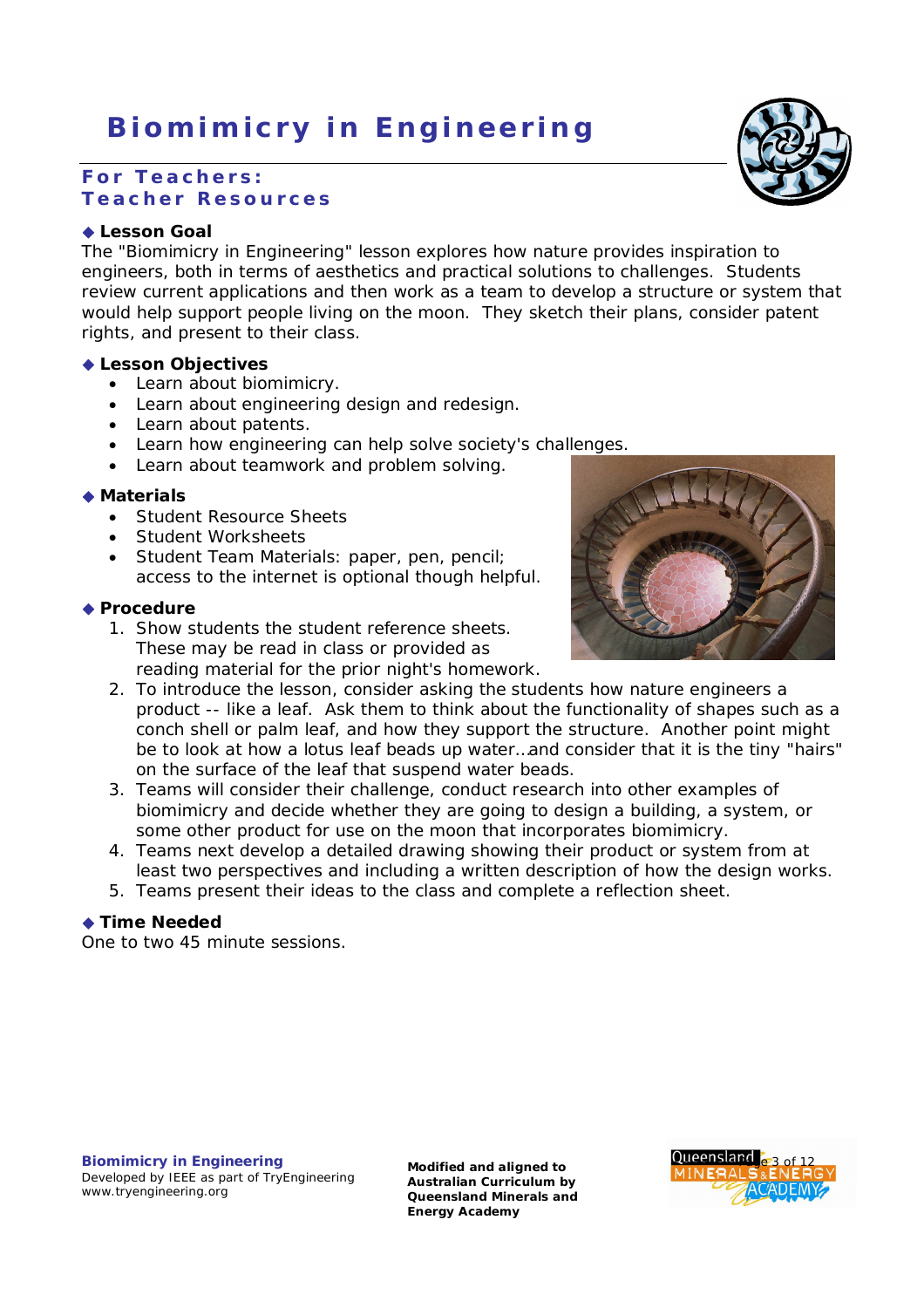# Biomimicry in Engineering

## For Teachers: Teacher Resources

### ◆ Lesson Goal

The "Biomimicry in Engineering" lesson explores how nature provides inspiration to engineers, both in terms of aesthetics and practical solutions to challenges. Students review current applications and then work as a team to develop a structure or system that would help support people living on the moon. They sketch their plans, consider patent rights, and present to their class.

### ◆ Lesson Objectives

- Learn about biomimicry.
- Learn about engineering design and redesign.
- Learn about patents.
- Learn how engineering can help solve society's challenges.
- Learn about teamwork and problem solving.

### ◆ Materials

- Student Resource Sheets
- Student Worksheets
- Student Team Materials: paper, pen, pencil; access to the internet is optional though helpful.

### ◆ Procedure

1. Show students the student reference sheets. These may be read in class or provided as reading material for the prior night's homework.
2. To introduce the lesson, consider asking the students how nature engineers a product -- like a leaf. Ask them to think about the functionality of shapes such as a conch shell or palm leaf, and how they support the structure. Another point might be to look at how a lotus leaf beads up water…and consider that it is the tiny "hairs" on the surface of the leaf that suspend water beads.
3. Teams will consider their challenge, conduct research into other examples of biomimicry and decide whether they are going to design a building, a system, or some other product for use on the moon that incorporates biomimicry.
4. Teams next develop a detailed drawing showing their product or system from at least two perspectives and including a written description of how the design works.
5. Teams present their ideas to the class and complete a reflection sheet.

### ◆ Time Needed

One to two 45 minute sessions.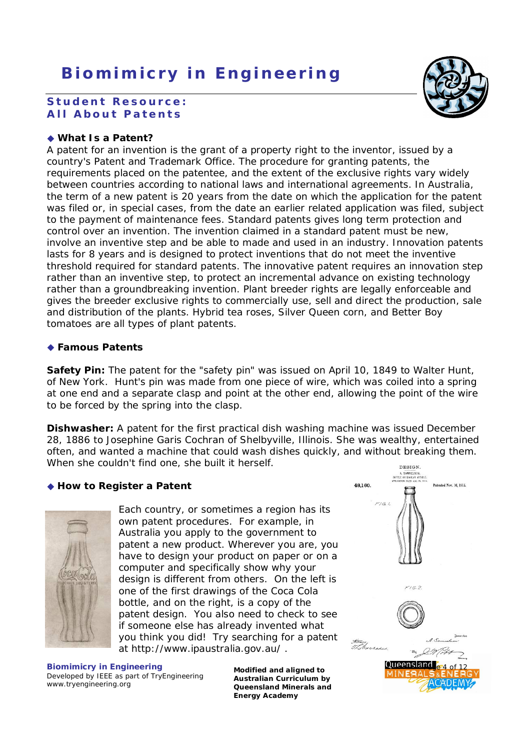# Biomimicry in Engineering

## Student Resource: All About Patents

### ◆ What Is a Patent?

A patent for an invention is the grant of a property right to the inventor, issued by a country's Patent and Trademark Office. The procedure for granting patents, the requirements placed on the patentee, and the extent of the exclusive rights vary widely between countries according to national laws and international agreements. In Australia, the term of a new patent is 20 years from the date on which the application for the patent was filed or, in special cases, from the date an earlier related application was filed, subject to the payment of maintenance fees. Standard patents gives long term protection and control over an invention. The invention claimed in a standard patent must be new, involve an inventive step and be able to made and used in an industry. Innovation patents lasts for 8 years and is designed to protect inventions that do not meet the inventive threshold required for standard patents. The innovative patent requires an innovation step rather than an inventive step, to protect an incremental advance on existing technology rather than a groundbreaking invention. Plant breeder rights are legally enforceable and gives the breeder exclusive rights to commercially use, sell and direct the production, sale and distribution of the plants. Hybrid tea roses, Silver Queen corn, and Better Boy tomatoes are all types of plant patents.

### ◆ Famous Patents

**Safety Pin:** The patent for the "safety pin" was issued on April 10, 1849 to Walter Hunt, of New York. Hunt's pin was made from one piece of wire, which was coiled into a spring at one end and a separate clasp and point at the other end, allowing the point of the wire to be forced by the spring into the clasp.

**Dishwasher:** A patent for the first practical dish washing machine was issued December 28, 1886 to Josephine Garis Cochran of Shelbyville, Illinois. She was wealthy, entertained often, and wanted a machine that could wash dishes quickly, and without breaking them. When she couldn't find one, she built it herself.

### ◆ How to Register a Patent

Each country, or sometimes a region has its own patent procedures. For example, in Australia you apply to the government to patent a new product. Wherever you are, you have to design your product on paper or on a computer and specifically show why your design is different from others. On the left is one of the first drawings of the Coca Cola bottle, and on the right, is a copy of the patent design. You also need to check to see if someone else has already invented what you think you did! Try searching for a patent at http://www.ipaustralia.gov.au/ .

DESIGN.
A. SAMUELSON.
BOTTLE OR SIMILAR ARTICLE.
48,160. Patented Nov. 16, 1915.
FIG. 1.
FIG. 2.

**Biomimicry in Engineering**
Developed by IEEE as part of TryEngineering
www.tryengineering.org

**Modified and aligned to Australian Curriculum by Queensland Minerals and Energy Academy**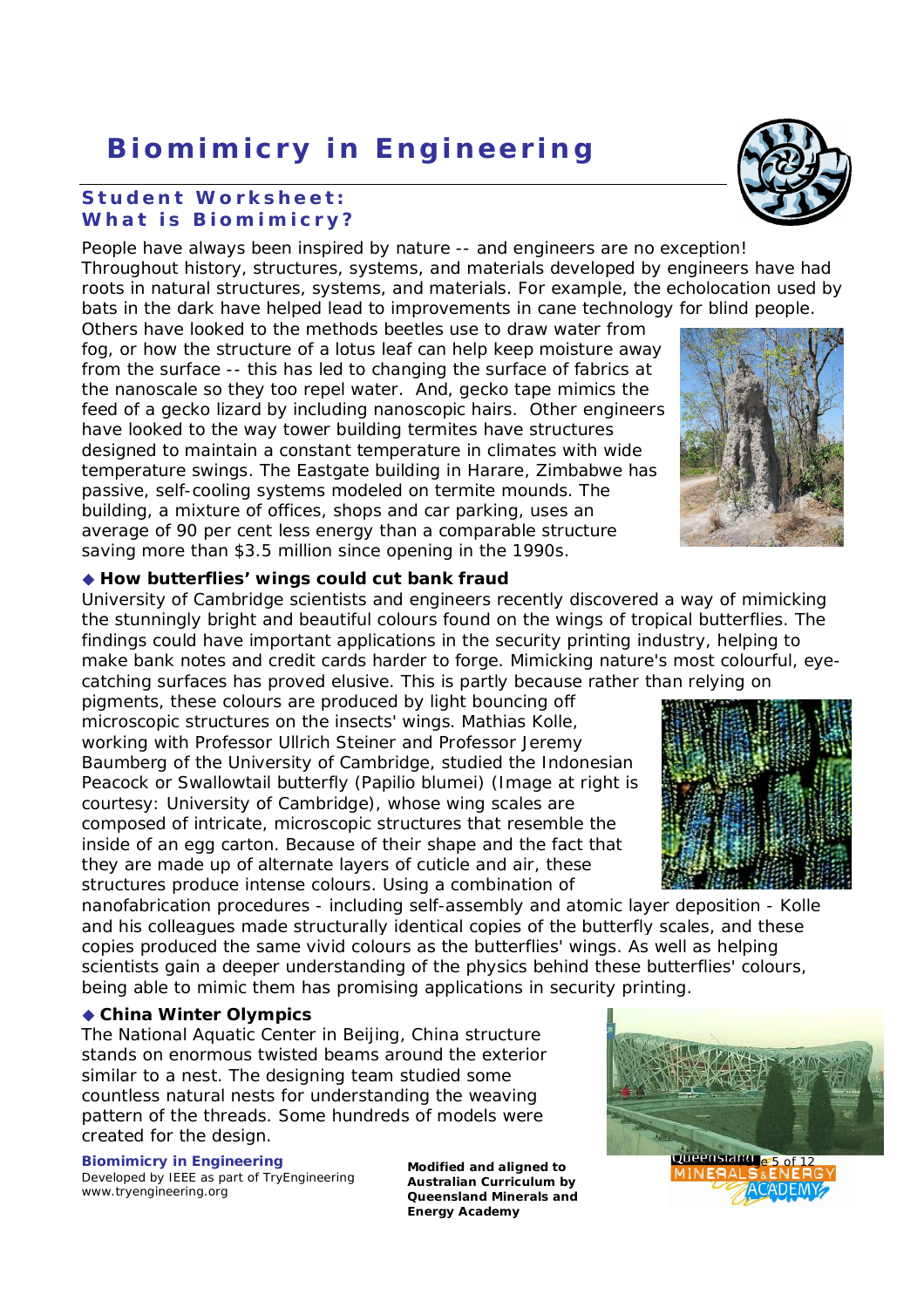# Biomimicry in Engineering

## Student Worksheet: What is Biomimicry?

People have always been inspired by nature -- and engineers are no exception! Throughout history, structures, systems, and materials developed by engineers have had roots in natural structures, systems, and materials. For example, the echolocation used by bats in the dark have helped lead to improvements in cane technology for blind people. Others have looked to the methods beetles use to draw water from fog, or how the structure of a lotus leaf can help keep moisture away from the surface -- this has led to changing the surface of fabrics at the nanoscale so they too repel water. And, gecko tape mimics the feed of a gecko lizard by including nanoscopic hairs. Other engineers have looked to the way tower building termites have structures designed to maintain a constant temperature in climates with wide temperature swings. The Eastgate building in Harare, Zimbabwe has passive, self-cooling systems modeled on termite mounds. The building, a mixture of offices, shops and car parking, uses an average of 90 per cent less energy than a comparable structure saving more than $3.5 million since opening in the 1990s.

### ◆ How butterflies' wings could cut bank fraud

University of Cambridge scientists and engineers recently discovered a way of mimicking the stunningly bright and beautiful colours found on the wings of tropical butterflies. The findings could have important applications in the security printing industry, helping to make bank notes and credit cards harder to forge. Mimicking nature's most colourful, eye-catching surfaces has proved elusive. This is partly because rather than relying on pigments, these colours are produced by light bouncing off microscopic structures on the insects' wings. Mathias Kolle, working with Professor Ullrich Steiner and Professor Jeremy Baumberg of the University of Cambridge, studied the Indonesian Peacock or Swallowtail butterfly (Papilio blumei) (Image at right is courtesy: University of Cambridge), whose wing scales are composed of intricate, microscopic structures that resemble the inside of an egg carton. Because of their shape and the fact that they are made up of alternate layers of cuticle and air, these structures produce intense colours. Using a combination of nanofabrication procedures - including self-assembly and atomic layer deposition - Kolle and his colleagues made structurally identical copies of the butterfly scales, and these copies produced the same vivid colours as the butterflies' wings. As well as helping scientists gain a deeper understanding of the physics behind these butterflies' colours, being able to mimic them has promising applications in security printing.

### ◆ China Winter Olympics

The National Aquatic Center in Beijing, China structure stands on enormous twisted beams around the exterior similar to a nest. The designing team studied some countless natural nests for understanding the weaving pattern of the threads. Some hundreds of models were created for the design.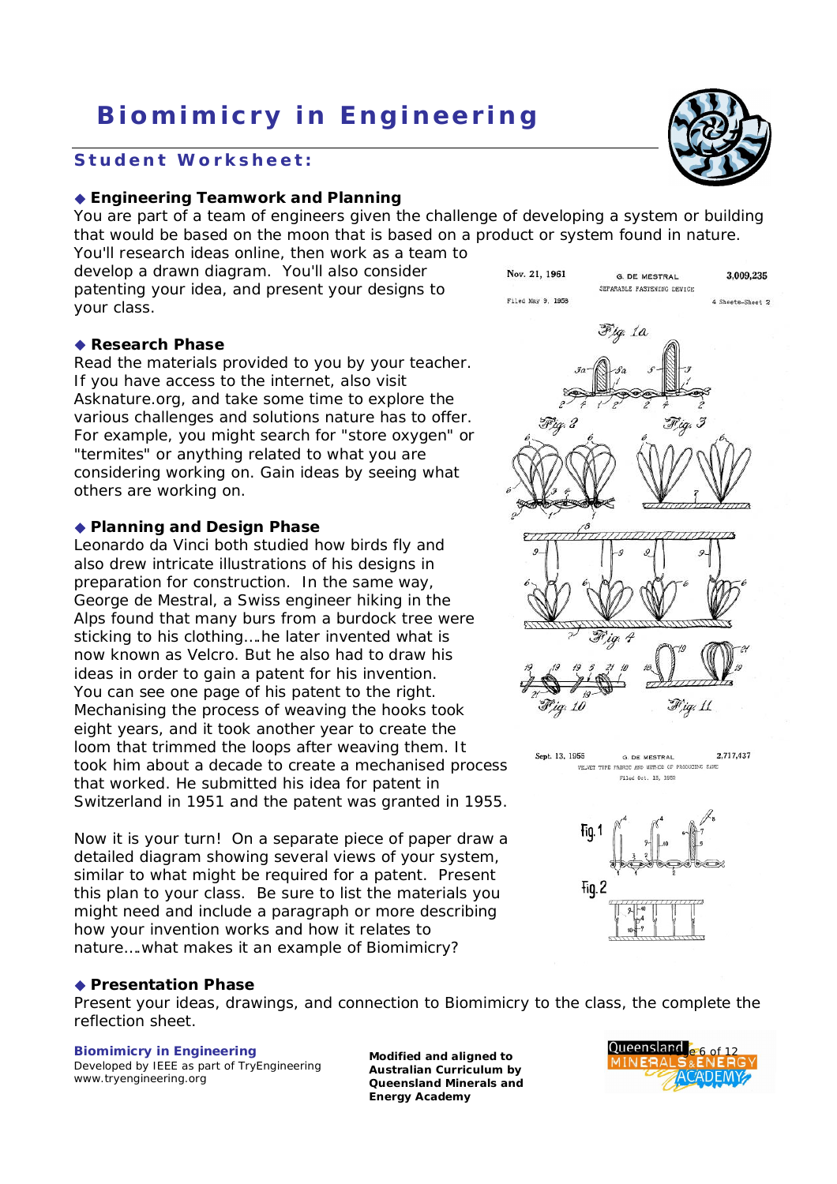# Biomimicry in Engineering

## Student Worksheet:

### ◆ Engineering Teamwork and Planning

You are part of a team of engineers given the challenge of developing a system or building that would be based on the moon that is based on a product or system found in nature. You'll research ideas online, then work as a team to develop a drawn diagram. You'll also consider patenting your idea, and present your designs to your class.

### ◆ Research Phase

Read the materials provided to you by your teacher. If you have access to the internet, also visit Asknature.org, and take some time to explore the various challenges and solutions nature has to offer. For example, you might search for "store oxygen" or "termites" or anything related to what you are considering working on. Gain ideas by seeing what others are working on.

### ◆ Planning and Design Phase

Leonardo da Vinci both studied how birds fly and also drew intricate illustrations of his designs in preparation for construction. In the same way, George de Mestral, a Swiss engineer hiking in the Alps found that many burs from a burdock tree were sticking to his clothing….he later invented what is now known as Velcro. But he also had to draw his ideas in order to gain a patent for his invention. You can see one page of his patent to the right. Mechanising the process of weaving the hooks took eight years, and it took another year to create the loom that trimmed the loops after weaving them. It took him about a decade to create a mechanised process that worked. He submitted his idea for patent in Switzerland in 1951 and the patent was granted in 1955.

Nov. 21, 1961 G. DE MESTRAL 3,009,235
SEPARABLE FASTENING DEVICE
Filed May 9, 1958 4 Sheets-Sheet 2

Sept. 13, 1955 G. DE MESTRAL 2,717,437
VELVET TYPE FABRIC AND METHOD OF PRODUCING SAME
Filed Oct. 15, 1952

Now it is your turn! On a separate piece of paper draw a detailed diagram showing several views of your system, similar to what might be required for a patent. Present this plan to your class. Be sure to list the materials you might need and include a paragraph or more describing how your invention works and how it relates to nature….what makes it an example of Biomimicry?

### ◆ Presentation Phase

Present your ideas, drawings, and connection to Biomimicry to the class, the complete the reflection sheet.

**Biomimicry in Engineering**
Developed by IEEE as part of TryEngineering
www.tryengineering.org

**Modified and aligned to Australian Curriculum by Queensland Minerals and Energy Academy**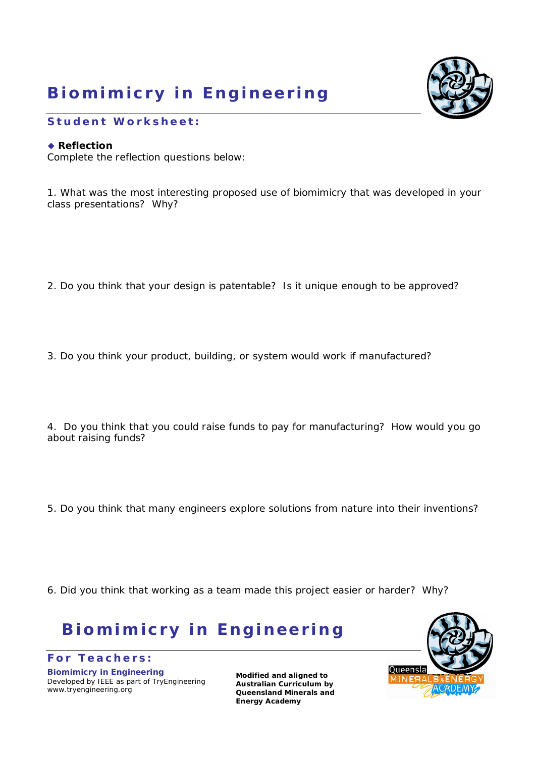# Biomimicry in Engineering

## Student Worksheet:

◆ **Reflection**

Complete the reflection questions below:

1. What was the most interesting proposed use of biomimicry that was developed in your class presentations? Why?

2. Do you think that your design is patentable? Is it unique enough to be approved?

3. Do you think your product, building, or system would work if manufactured?

4. Do you think that you could raise funds to pay for manufacturing? How would you go about raising funds?

5. Do you think that many engineers explore solutions from nature into their inventions?

6. Did you think that working as a team made this project easier or harder? Why?

# Biomimicry in Engineering

## For Teachers:

**Biomimicry in Engineering**
Developed by IEEE as part of TryEngineering
www.tryengineering.org

**Modified and aligned to Australian Curriculum by Queensland Minerals and Energy Academy**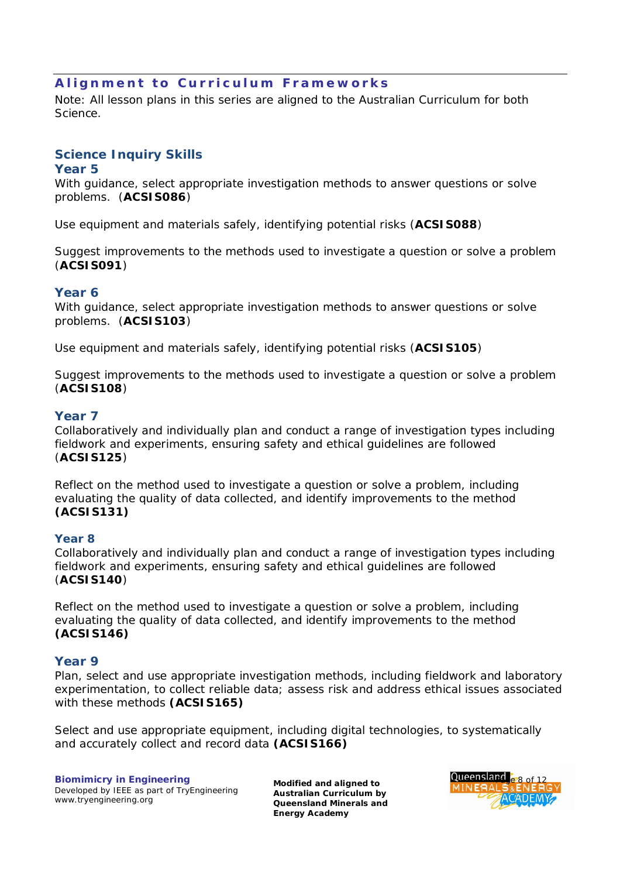## Alignment to Curriculum Frameworks

Note: All lesson plans in this series are aligned to the Australian Curriculum for both Science.

### Science Inquiry Skills

#### Year 5

With guidance, select appropriate investigation methods to answer questions or solve problems. (**ACSIS086**)

Use equipment and materials safely, identifying potential risks (**ACSIS088**)

Suggest improvements to the methods used to investigate a question or solve a problem (**ACSIS091**)

#### Year 6

With guidance, select appropriate investigation methods to answer questions or solve problems. (**ACSIS103**)

Use equipment and materials safely, identifying potential risks (**ACSIS105**)

Suggest improvements to the methods used to investigate a question or solve a problem (**ACSIS108**)

#### Year 7

Collaboratively and individually plan and conduct a range of investigation types including fieldwork and experiments, ensuring safety and ethical guidelines are followed (**ACSIS125**)

Reflect on the method used to investigate a question or solve a problem, including evaluating the quality of data collected, and identify improvements to the method **(ACSIS131)**

#### Year 8

Collaboratively and individually plan and conduct a range of investigation types including fieldwork and experiments, ensuring safety and ethical guidelines are followed (**ACSIS140**)

Reflect on the method used to investigate a question or solve a problem, including evaluating the quality of data collected, and identify improvements to the method **(ACSIS146)**

#### Year 9

Plan, select and use appropriate investigation methods, including fieldwork and laboratory experimentation, to collect reliable data; assess risk and address ethical issues associated with these methods **(ACSIS165)**

Select and use appropriate equipment, including digital technologies, to systematically and accurately collect and record data **(ACSIS166)**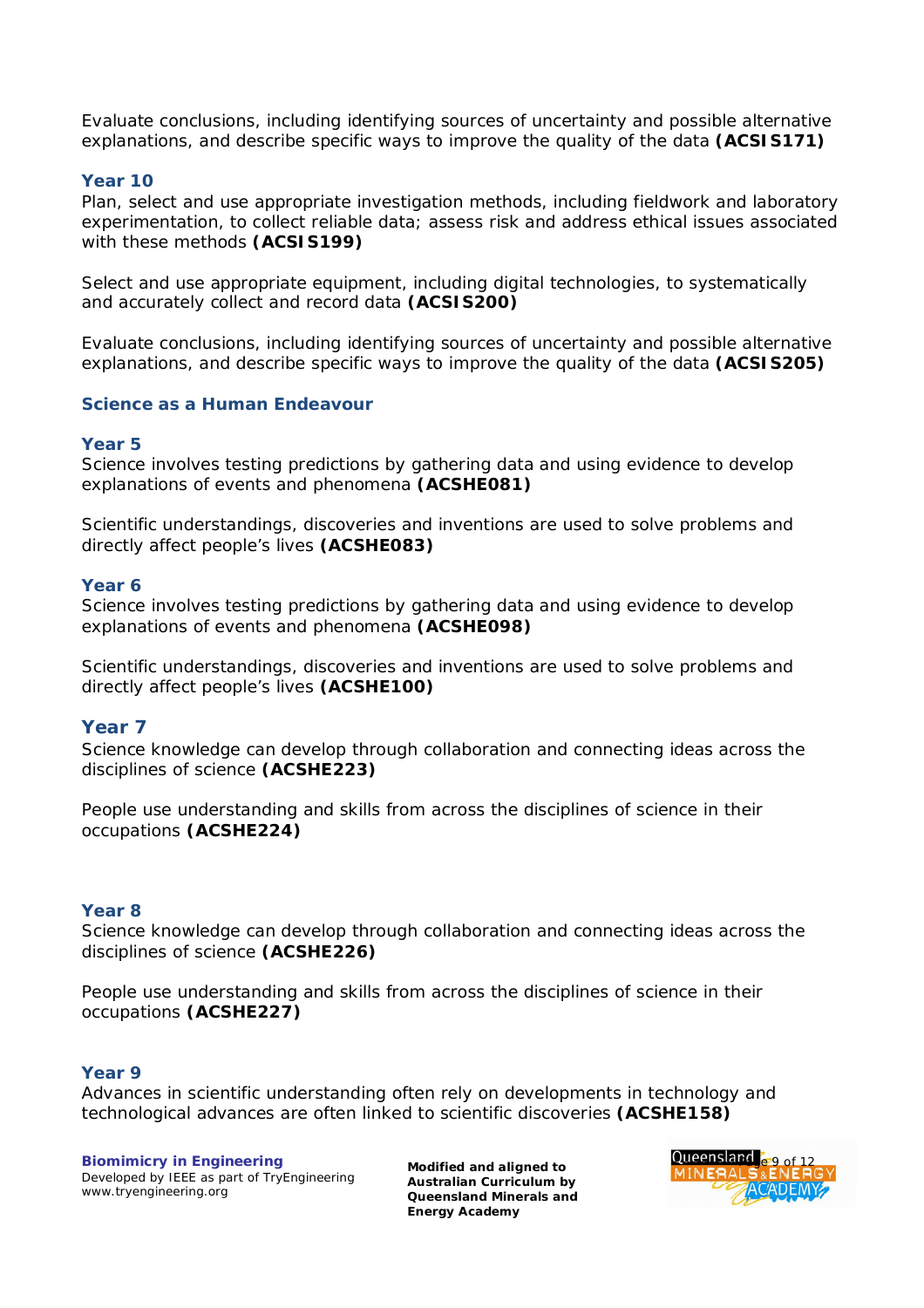Evaluate conclusions, including identifying sources of uncertainty and possible alternative explanations, and describe specific ways to improve the quality of the data **(ACSIS171)**

### Year 10

Plan, select and use appropriate investigation methods, including fieldwork and laboratory experimentation, to collect reliable data; assess risk and address ethical issues associated with these methods **(ACSIS199)**

Select and use appropriate equipment, including digital technologies, to systematically and accurately collect and record data **(ACSIS200)**

Evaluate conclusions, including identifying sources of uncertainty and possible alternative explanations, and describe specific ways to improve the quality of the data **(ACSIS205)**

## Science as a Human Endeavour

### Year 5

Science involves testing predictions by gathering data and using evidence to develop explanations of events and phenomena **(ACSHE081)**

Scientific understandings, discoveries and inventions are used to solve problems and directly affect people's lives **(ACSHE083)**

### Year 6

Science involves testing predictions by gathering data and using evidence to develop explanations of events and phenomena **(ACSHE098)**

Scientific understandings, discoveries and inventions are used to solve problems and directly affect people's lives **(ACSHE100)**

### Year 7

Science knowledge can develop through collaboration and connecting ideas across the disciplines of science **(ACSHE223)**

People use understanding and skills from across the disciplines of science in their occupations **(ACSHE224)**

### Year 8

Science knowledge can develop through collaboration and connecting ideas across the disciplines of science **(ACSHE226)**

People use understanding and skills from across the disciplines of science in their occupations **(ACSHE227)**

### Year 9

Advances in scientific understanding often rely on developments in technology and technological advances are often linked to scientific discoveries **(ACSHE158)**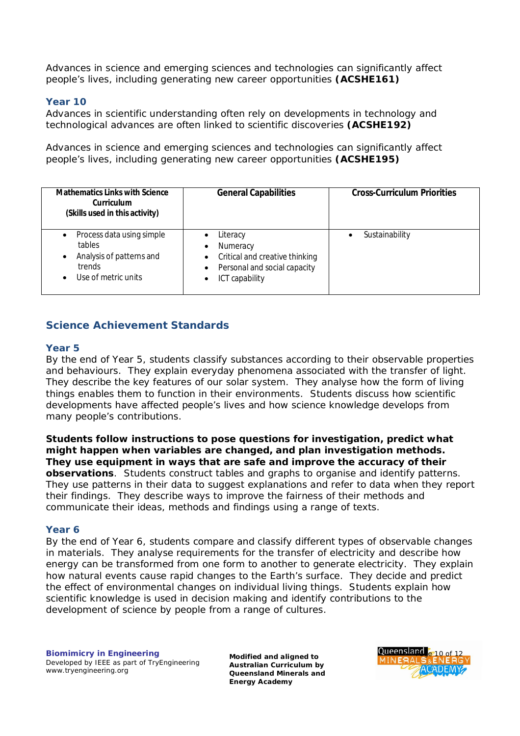Advances in science and emerging sciences and technologies can significantly affect people's lives, including generating new career opportunities **(ACSHE161)**

### Year 10

Advances in scientific understanding often rely on developments in technology and technological advances are often linked to scientific discoveries **(ACSHE192)**

Advances in science and emerging sciences and technologies can significantly affect people's lives, including generating new career opportunities **(ACSHE195)**

| Mathematics Links with Science Curriculum (Skills used in this activity) | General Capabilities | Cross-Curriculum Priorities |
|---|---|---|
| • Process data using simple tables<br>• Analysis of patterns and trends<br>• Use of metric units | • Literacy<br>• Numeracy<br>• Critical and creative thinking<br>• Personal and social capacity<br>• ICT capability | • Sustainability |

## Science Achievement Standards

### Year 5

By the end of Year 5, students classify substances according to their observable properties and behaviours. They explain everyday phenomena associated with the transfer of light. They describe the key features of our solar system. They analyse how the form of living things enables them to function in their environments. Students discuss how scientific developments have affected people's lives and how science knowledge develops from many people's contributions.

**Students follow instructions to pose questions for investigation, predict what might happen when variables are changed, and plan investigation methods. They use equipment in ways that are safe and improve the accuracy of their observations**. Students construct tables and graphs to organise and identify patterns. They use patterns in their data to suggest explanations and refer to data when they report their findings. They describe ways to improve the fairness of their methods and communicate their ideas, methods and findings using a range of texts.

### Year 6

By the end of Year 6, students compare and classify different types of observable changes in materials. They analyse requirements for the transfer of electricity and describe how energy can be transformed from one form to another to generate electricity. They explain how natural events cause rapid changes to the Earth's surface. They decide and predict the effect of environmental changes on individual living things. Students explain how scientific knowledge is used in decision making and identify contributions to the development of science by people from a range of cultures.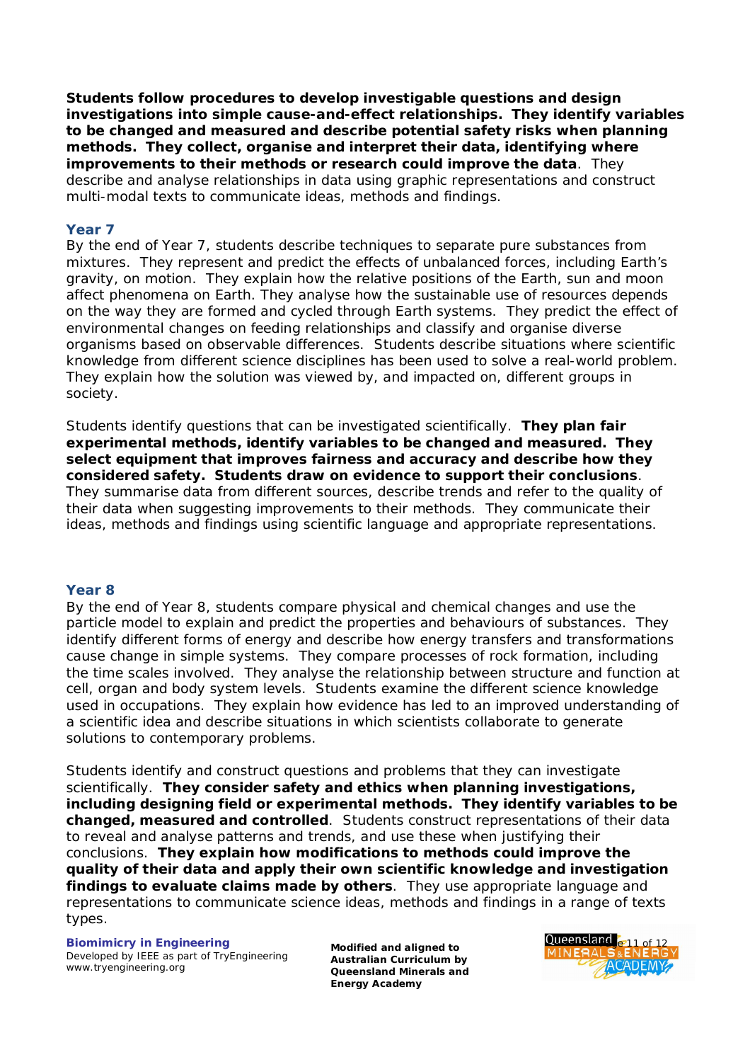**Students follow procedures to develop investigable questions and design investigations into simple cause-and-effect relationships. They identify variables to be changed and measured and describe potential safety risks when planning methods. They collect, organise and interpret their data, identifying where improvements to their methods or research could improve the data**. They describe and analyse relationships in data using graphic representations and construct multi-modal texts to communicate ideas, methods and findings.

### Year 7

By the end of Year 7, students describe techniques to separate pure substances from mixtures. They represent and predict the effects of unbalanced forces, including Earth's gravity, on motion. They explain how the relative positions of the Earth, sun and moon affect phenomena on Earth. They analyse how the sustainable use of resources depends on the way they are formed and cycled through Earth systems. They predict the effect of environmental changes on feeding relationships and classify and organise diverse organisms based on observable differences. Students describe situations where scientific knowledge from different science disciplines has been used to solve a real-world problem. They explain how the solution was viewed by, and impacted on, different groups in society.

Students identify questions that can be investigated scientifically. **They plan fair experimental methods, identify variables to be changed and measured. They select equipment that improves fairness and accuracy and describe how they considered safety. Students draw on evidence to support their conclusions**. They summarise data from different sources, describe trends and refer to the quality of their data when suggesting improvements to their methods. They communicate their ideas, methods and findings using scientific language and appropriate representations.

### Year 8

By the end of Year 8, students compare physical and chemical changes and use the particle model to explain and predict the properties and behaviours of substances. They identify different forms of energy and describe how energy transfers and transformations cause change in simple systems. They compare processes of rock formation, including the time scales involved. They analyse the relationship between structure and function at cell, organ and body system levels. Students examine the different science knowledge used in occupations. They explain how evidence has led to an improved understanding of a scientific idea and describe situations in which scientists collaborate to generate solutions to contemporary problems.

Students identify and construct questions and problems that they can investigate scientifically. **They consider safety and ethics when planning investigations, including designing field or experimental methods. They identify variables to be changed, measured and controlled**. Students construct representations of their data to reveal and analyse patterns and trends, and use these when justifying their conclusions. **They explain how modifications to methods could improve the quality of their data and apply their own scientific knowledge and investigation findings to evaluate claims made by others**. They use appropriate language and representations to communicate science ideas, methods and findings in a range of texts types.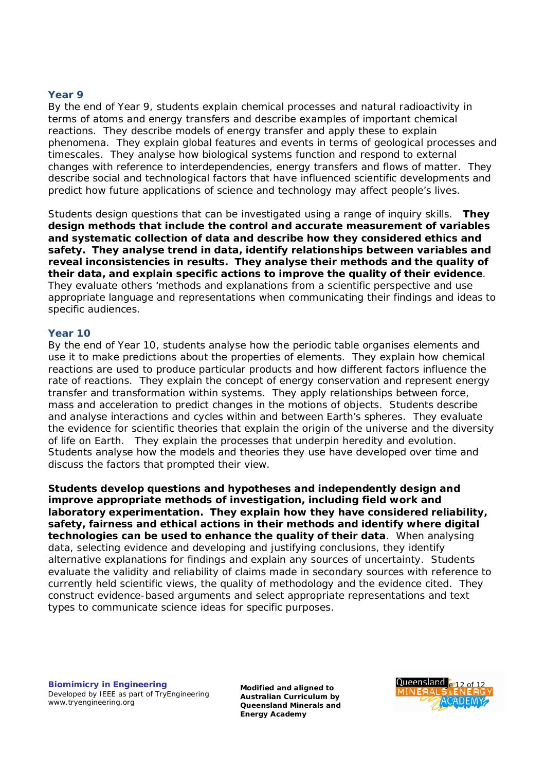### Year 9

By the end of Year 9, students explain chemical processes and natural radioactivity in terms of atoms and energy transfers and describe examples of important chemical reactions. They describe models of energy transfer and apply these to explain phenomena. They explain global features and events in terms of geological processes and timescales. They analyse how biological systems function and respond to external changes with reference to interdependencies, energy transfers and flows of matter. They describe social and technological factors that have influenced scientific developments and predict how future applications of science and technology may affect people's lives.

Students design questions that can be investigated using a range of inquiry skills. **They design methods that include the control and accurate measurement of variables and systematic collection of data and describe how they considered ethics and safety. They analyse trend in data, identify relationships between variables and reveal inconsistencies in results. They analyse their methods and the quality of their data, and explain specific actions to improve the quality of their evidence**. They evaluate others 'methods and explanations from a scientific perspective and use appropriate language and representations when communicating their findings and ideas to specific audiences.

### Year 10

By the end of Year 10, students analyse how the periodic table organises elements and use it to make predictions about the properties of elements. They explain how chemical reactions are used to produce particular products and how different factors influence the rate of reactions. They explain the concept of energy conservation and represent energy transfer and transformation within systems. They apply relationships between force, mass and acceleration to predict changes in the motions of objects. Students describe and analyse interactions and cycles within and between Earth's spheres. They evaluate the evidence for scientific theories that explain the origin of the universe and the diversity of life on Earth. They explain the processes that underpin heredity and evolution. Students analyse how the models and theories they use have developed over time and discuss the factors that prompted their view.

**Students develop questions and hypotheses and independently design and improve appropriate methods of investigation, including field work and laboratory experimentation. They explain how they have considered reliability, safety, fairness and ethical actions in their methods and identify where digital technologies can be used to enhance the quality of their data**. When analysing data, selecting evidence and developing and justifying conclusions, they identify alternative explanations for findings and explain any sources of uncertainty. Students evaluate the validity and reliability of claims made in secondary sources with reference to currently held scientific views, the quality of methodology and the evidence cited. They construct evidence-based arguments and select appropriate representations and text types to communicate science ideas for specific purposes.